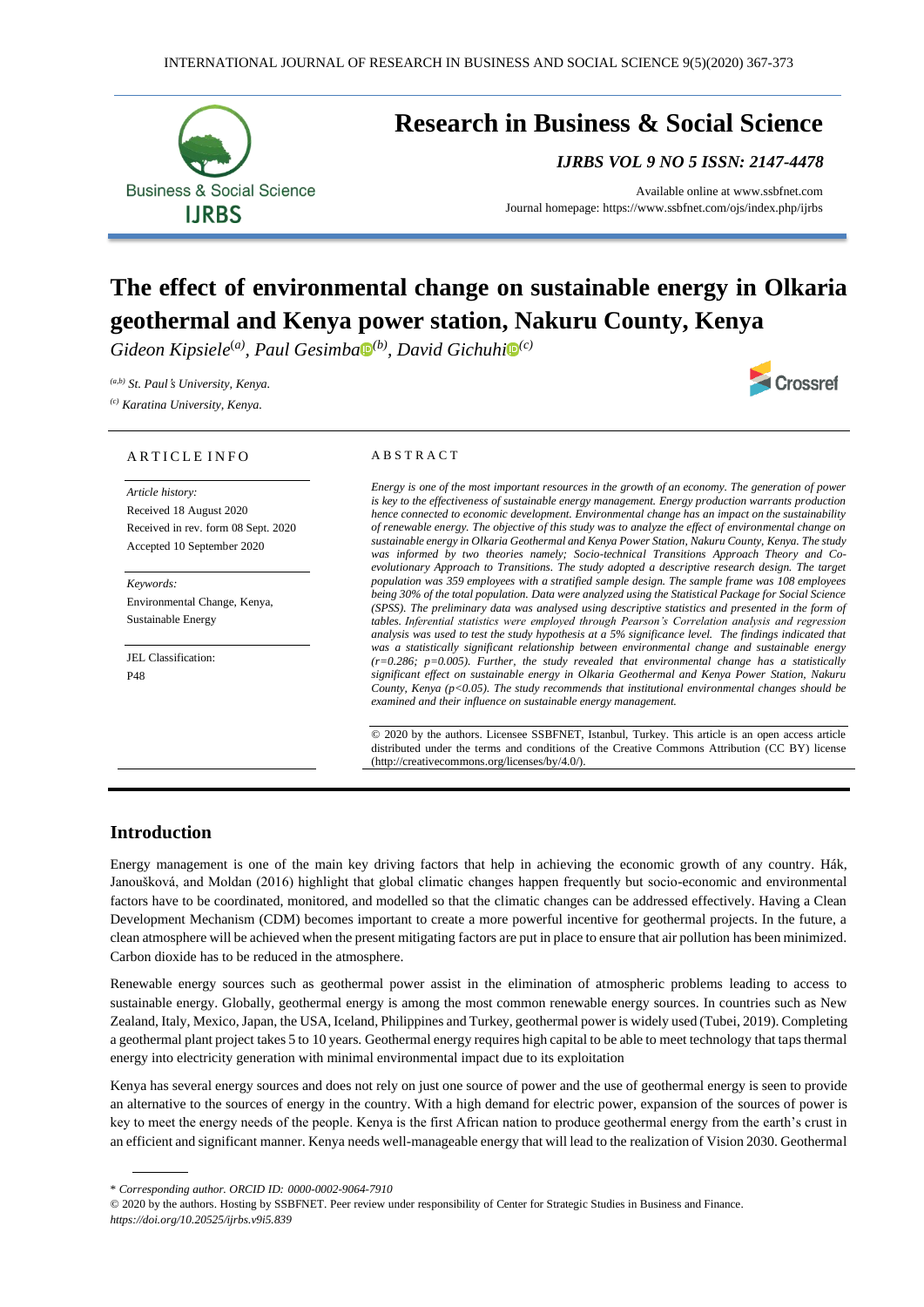# Research in Business & Social Science

*IJRBS VOL 9 NO 5 ISSN: 2147-4478*

Available online at www.ssbfnet.com
Journal homepage: https://www.ssbfnet.com/ojs/index.php/ijrbs

# The effect of environmental change on sustainable energy in Olkaria geothermal and Kenya power station, Nakuru County, Kenya

*Gideon Kipsiele[a], Paul Gesimba[b], David Gichuhi[c]*

[a,b] *St. Paul's University, Kenya.*
[c] *Karatina University, Kenya.*

## ARTICLE INFO

*Article history:*
Received 18 August 2020
Received in rev. form 08 Sept. 2020
Accepted 10 September 2020

*Keywords:*
Environmental Change, Kenya, Sustainable Energy

JEL Classification:
P48

## ABSTRACT

*Energy is one of the most important resources in the growth of an economy. The generation of power is key to the effectiveness of sustainable energy management. Energy production warrants production hence connected to economic development. Environmental change has an impact on the sustainability of renewable energy. The objective of this study was to analyze the effect of environmental change on sustainable energy in Olkaria Geothermal and Kenya Power Station, Nakuru County, Kenya. The study was informed by two theories namely; Socio-technical Transitions Approach Theory and Co-evolutionary Approach to Transitions. The study adopted a descriptive research design. The target population was 359 employees with a stratified sample design. The sample frame was 108 employees being 30% of the total population. Data were analyzed using the Statistical Package for Social Science (SPSS). The preliminary data was analysed using descriptive statistics and presented in the form of tables. Inferential statistics were employed through Pearson's Correlation analysis and regression analysis was used to test the study hypothesis at a 5% significance level. The findings indicated that was a statistically significant relationship between environmental change and sustainable energy ($r=0.286$; $p=0.005$). Further, the study revealed that environmental change has a statistically significant effect on sustainable energy in Olkaria Geothermal and Kenya Power Station, Nakuru County, Kenya ($p<0.05$). The study recommends that institutional environmental changes should be examined and their influence on sustainable energy management.*

© 2020 by the authors. Licensee SSBFNET, Istanbul, Turkey. This article is an open access article distributed under the terms and conditions of the Creative Commons Attribution (CC BY) license (http://creativecommons.org/licenses/by/4.0/).

## Introduction

Energy management is one of the main key driving factors that help in achieving the economic growth of any country. Hák, Janoušková, and Moldan (2016) highlight that global climatic changes happen frequently but socio-economic and environmental factors have to be coordinated, monitored, and modelled so that the climatic changes can be addressed effectively. Having a Clean Development Mechanism (CDM) becomes important to create a more powerful incentive for geothermal projects. In the future, a clean atmosphere will be achieved when the present mitigating factors are put in place to ensure that air pollution has been minimized. Carbon dioxide has to be reduced in the atmosphere.

Renewable energy sources such as geothermal power assist in the elimination of atmospheric problems leading to access to sustainable energy. Globally, geothermal energy is among the most common renewable energy sources. In countries such as New Zealand, Italy, Mexico, Japan, the USA, Iceland, Philippines and Turkey, geothermal power is widely used (Tubei, 2019). Completing a geothermal plant project takes 5 to 10 years. Geothermal energy requires high capital to be able to meet technology that taps thermal energy into electricity generation with minimal environmental impact due to its exploitation

Kenya has several energy sources and does not rely on just one source of power and the use of geothermal energy is seen to provide an alternative to the sources of energy in the country. With a high demand for electric power, expansion of the sources of power is key to meet the energy needs of the people. Kenya is the first African nation to produce geothermal energy from the earth's crust in an efficient and significant manner. Kenya needs well-manageable energy that will lead to the realization of Vision 2030. Geothermal

\* *Corresponding author. ORCID ID: 0000-0002-9064-7910*

© 2020 by the authors. Hosting by SSBFNET. Peer review under responsibility of Center for Strategic Studies in Business and Finance.
*https://doi.org/10.20525/ijrbs.v9i5.839*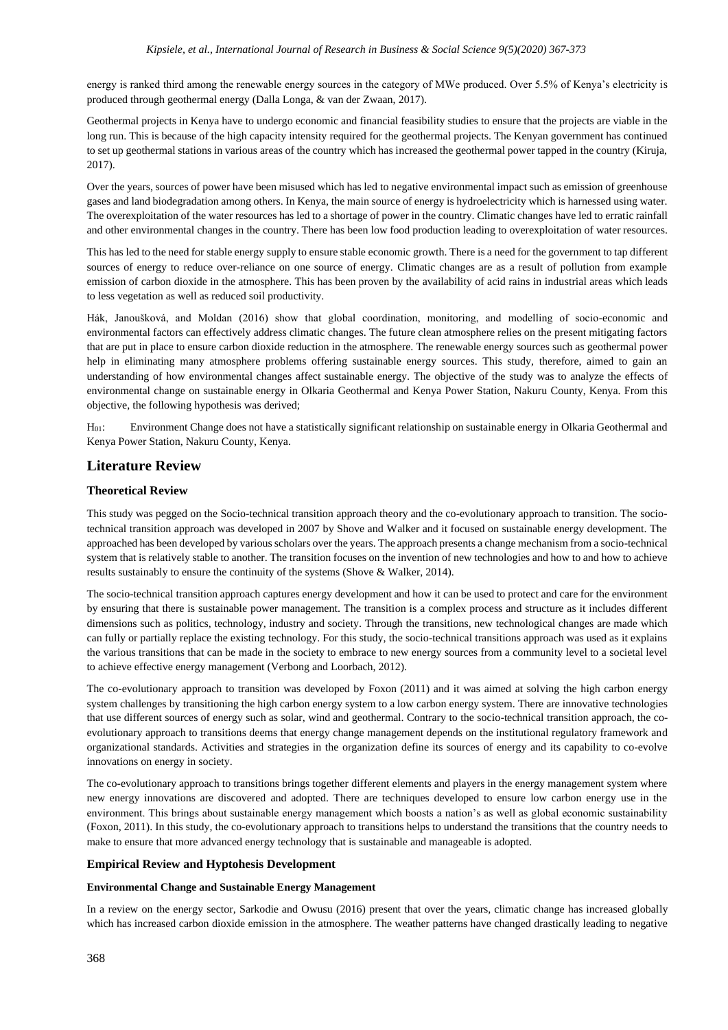energy is ranked third among the renewable energy sources in the category of MWe produced. Over 5.5% of Kenya's electricity is produced through geothermal energy (Dalla Longa, & van der Zwaan, 2017).

Geothermal projects in Kenya have to undergo economic and financial feasibility studies to ensure that the projects are viable in the long run. This is because of the high capacity intensity required for the geothermal projects. The Kenyan government has continued to set up geothermal stations in various areas of the country which has increased the geothermal power tapped in the country (Kiruja, 2017).

Over the years, sources of power have been misused which has led to negative environmental impact such as emission of greenhouse gases and land biodegradation among others. In Kenya, the main source of energy is hydroelectricity which is harnessed using water. The overexploitation of the water resources has led to a shortage of power in the country. Climatic changes have led to erratic rainfall and other environmental changes in the country. There has been low food production leading to overexploitation of water resources.

This has led to the need for stable energy supply to ensure stable economic growth. There is a need for the government to tap different sources of energy to reduce over-reliance on one source of energy. Climatic changes are as a result of pollution from example emission of carbon dioxide in the atmosphere. This has been proven by the availability of acid rains in industrial areas which leads to less vegetation as well as reduced soil productivity.

Hák, Janoušková, and Moldan (2016) show that global coordination, monitoring, and modelling of socio-economic and environmental factors can effectively address climatic changes. The future clean atmosphere relies on the present mitigating factors that are put in place to ensure carbon dioxide reduction in the atmosphere. The renewable energy sources such as geothermal power help in eliminating many atmosphere problems offering sustainable energy sources. This study, therefore, aimed to gain an understanding of how environmental changes affect sustainable energy. The objective of the study was to analyze the effects of environmental change on sustainable energy in Olkaria Geothermal and Kenya Power Station, Nakuru County, Kenya. From this objective, the following hypothesis was derived;

$H_{01}$: Environment Change does not have a statistically significant relationship on sustainable energy in Olkaria Geothermal and Kenya Power Station, Nakuru County, Kenya.

## Literature Review

### Theoretical Review

This study was pegged on the Socio-technical transition approach theory and the co-evolutionary approach to transition. The socio-technical transition approach was developed in 2007 by Shove and Walker and it focused on sustainable energy development. The approached has been developed by various scholars over the years. The approach presents a change mechanism from a socio-technical system that is relatively stable to another. The transition focuses on the invention of new technologies and how to and how to achieve results sustainably to ensure the continuity of the systems (Shove & Walker, 2014).

The socio-technical transition approach captures energy development and how it can be used to protect and care for the environment by ensuring that there is sustainable power management. The transition is a complex process and structure as it includes different dimensions such as politics, technology, industry and society. Through the transitions, new technological changes are made which can fully or partially replace the existing technology. For this study, the socio-technical transitions approach was used as it explains the various transitions that can be made in the society to embrace to new energy sources from a community level to a societal level to achieve effective energy management (Verbong and Loorbach, 2012).

The co-evolutionary approach to transition was developed by Foxon (2011) and it was aimed at solving the high carbon energy system challenges by transitioning the high carbon energy system to a low carbon energy system. There are innovative technologies that use different sources of energy such as solar, wind and geothermal. Contrary to the socio-technical transition approach, the co-evolutionary approach to transitions deems that energy change management depends on the institutional regulatory framework and organizational standards. Activities and strategies in the organization define its sources of energy and its capability to co-evolve innovations on energy in society.

The co-evolutionary approach to transitions brings together different elements and players in the energy management system where new energy innovations are discovered and adopted. There are techniques developed to ensure low carbon energy use in the environment. This brings about sustainable energy management which boosts a nation's as well as global economic sustainability (Foxon, 2011). In this study, the co-evolutionary approach to transitions helps to understand the transitions that the country needs to make to ensure that more advanced energy technology that is sustainable and manageable is adopted.

### Empirical Review and Hyptohesis Development

#### Environmental Change and Sustainable Energy Management

In a review on the energy sector, Sarkodie and Owusu (2016) present that over the years, climatic change has increased globally which has increased carbon dioxide emission in the atmosphere. The weather patterns have changed drastically leading to negative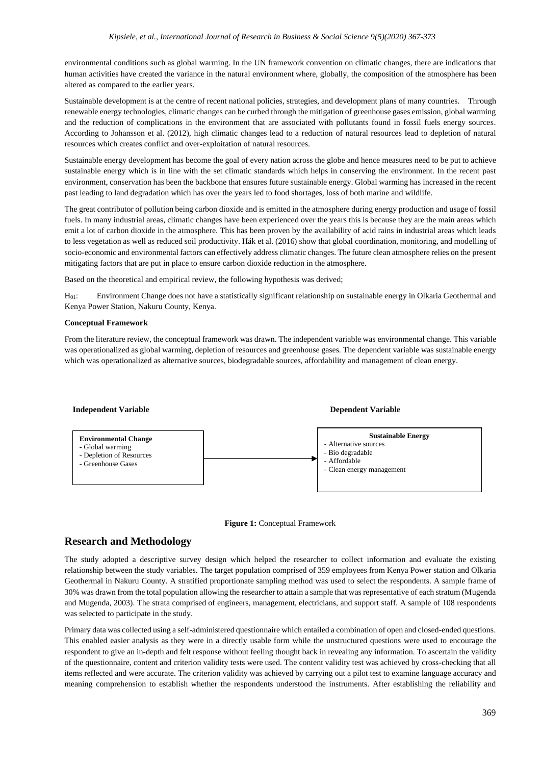environmental conditions such as global warming. In the UN framework convention on climatic changes, there are indications that human activities have created the variance in the natural environment where, globally, the composition of the atmosphere has been altered as compared to the earlier years.

Sustainable development is at the centre of recent national policies, strategies, and development plans of many countries. Through renewable energy technologies, climatic changes can be curbed through the mitigation of greenhouse gases emission, global warming and the reduction of complications in the environment that are associated with pollutants found in fossil fuels energy sources. According to Johansson et al. (2012), high climatic changes lead to a reduction of natural resources lead to depletion of natural resources which creates conflict and over-exploitation of natural resources.

Sustainable energy development has become the goal of every nation across the globe and hence measures need to be put to achieve sustainable energy which is in line with the set climatic standards which helps in conserving the environment. In the recent past environment, conservation has been the backbone that ensures future sustainable energy. Global warming has increased in the recent past leading to land degradation which has over the years led to food shortages, loss of both marine and wildlife.

The great contributor of pollution being carbon dioxide and is emitted in the atmosphere during energy production and usage of fossil fuels. In many industrial areas, climatic changes have been experienced over the years this is because they are the main areas which emit a lot of carbon dioxide in the atmosphere. This has been proven by the availability of acid rains in industrial areas which leads to less vegetation as well as reduced soil productivity. Hák et al. (2016) show that global coordination, monitoring, and modelling of socio-economic and environmental factors can effectively address climatic changes. The future clean atmosphere relies on the present mitigating factors that are put in place to ensure carbon dioxide reduction in the atmosphere.

Based on the theoretical and empirical review, the following hypothesis was derived;

$H_{01}$: Environment Change does not have a statistically significant relationship on sustainable energy in Olkaria Geothermal and Kenya Power Station, Nakuru County, Kenya.

**Conceptual Framework**

From the literature review, the conceptual framework was drawn. The independent variable was environmental change. This variable was operationalized as global warming, depletion of resources and greenhouse gases. The dependent variable was sustainable energy which was operationalized as alternative sources, biodegradable sources, affordability and management of clean energy.

**Independent Variable**

**Environmental Change**
- Global warming
- Depletion of Resources
- Greenhouse Gases

**Dependent Variable**

**Sustainable Energy**
- Alternative sources
- Bio degradable
- Affordable
- Clean energy management

**Figure 1:** Conceptual Framework

## Research and Methodology

The study adopted a descriptive survey design which helped the researcher to collect information and evaluate the existing relationship between the study variables. The target population comprised of 359 employees from Kenya Power station and Olkaria Geothermal in Nakuru County. A stratified proportionate sampling method was used to select the respondents. A sample frame of 30% was drawn from the total population allowing the researcher to attain a sample that was representative of each stratum (Mugenda and Mugenda, 2003). The strata comprised of engineers, management, electricians, and support staff. A sample of 108 respondents was selected to participate in the study.

Primary data was collected using a self-administered questionnaire which entailed a combination of open and closed-ended questions. This enabled easier analysis as they were in a directly usable form while the unstructured questions were used to encourage the respondent to give an in-depth and felt response without feeling thought back in revealing any information. To ascertain the validity of the questionnaire, content and criterion validity tests were used. The content validity test was achieved by cross-checking that all items reflected and were accurate. The criterion validity was achieved by carrying out a pilot test to examine language accuracy and meaning comprehension to establish whether the respondents understood the instruments. After establishing the reliability and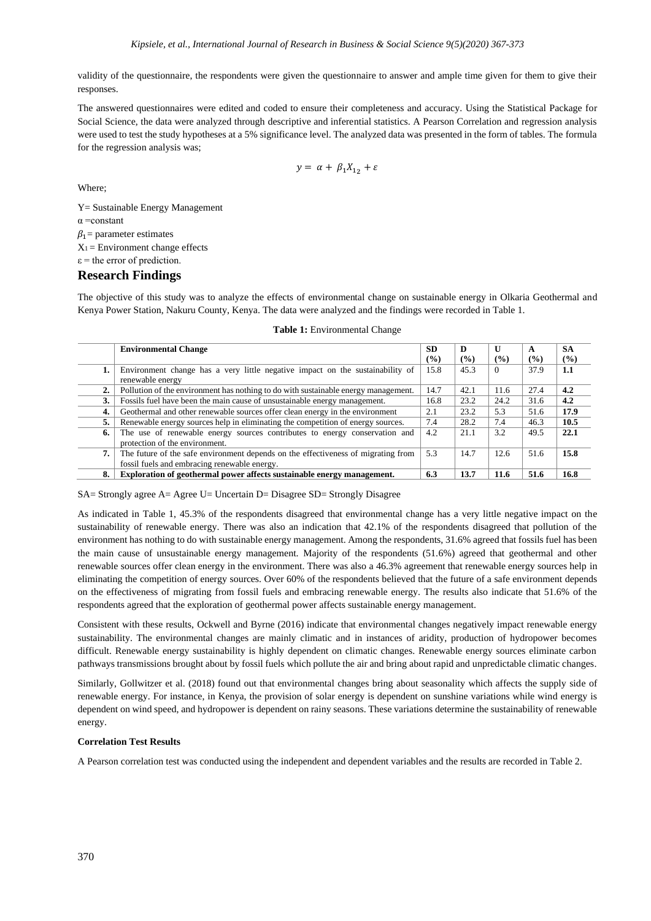validity of the questionnaire, the respondents were given the questionnaire to answer and ample time given for them to give their responses.

The answered questionnaires were edited and coded to ensure their completeness and accuracy. Using the Statistical Package for Social Science, the data were analyzed through descriptive and inferential statistics. A Pearson Correlation and regression analysis were used to test the study hypotheses at a 5% significance level. The analyzed data was presented in the form of tables. The formula for the regression analysis was;

$$y = \alpha + \beta_1 X_{1_2} + \varepsilon$$

Where;

Y= Sustainable Energy Management
α =constant
$\beta_1$ = parameter estimates
$X_1$ = Environment change effects
ε = the error of prediction.

## Research Findings

The objective of this study was to analyze the effects of environmental change on sustainable energy in Olkaria Geothermal and Kenya Power Station, Nakuru County, Kenya. The data were analyzed and the findings were recorded in Table 1.

**Table 1:** Environmental Change

| | Environmental Change | SD (%) | D (%) | U (%) | A (%) | SA (%) |
|---|---|---|---|---|---|---|
| **1.** | Environment change has a very little negative impact on the sustainability of renewable energy | 15.8 | 45.3 | 0 | 37.9 | **1.1** |
| **2.** | Pollution of the environment has nothing to do with sustainable energy management. | 14.7 | 42.1 | 11.6 | 27.4 | **4.2** |
| **3.** | Fossils fuel have been the main cause of unsustainable energy management. | 16.8 | 23.2 | 24.2 | 31.6 | **4.2** |
| **4.** | Geothermal and other renewable sources offer clean energy in the environment | 2.1 | 23.2 | 5.3 | 51.6 | **17.9** |
| **5.** | Renewable energy sources help in eliminating the competition of energy sources. | 7.4 | 28.2 | 7.4 | 46.3 | **10.5** |
| **6.** | The use of renewable energy sources contributes to energy conservation and protection of the environment. | 4.2 | 21.1 | 3.2 | 49.5 | **22.1** |
| **7.** | The future of the safe environment depends on the effectiveness of migrating from fossil fuels and embracing renewable energy. | 5.3 | 14.7 | 12.6 | 51.6 | **15.8** |
| **8.** | **Exploration of geothermal power affects sustainable energy management.** | **6.3** | **13.7** | **11.6** | **51.6** | **16.8** |

SA= Strongly agree A= Agree U= Uncertain D= Disagree SD= Strongly Disagree

As indicated in Table 1, 45.3% of the respondents disagreed that environmental change has a very little negative impact on the sustainability of renewable energy. There was also an indication that 42.1% of the respondents disagreed that pollution of the environment has nothing to do with sustainable energy management. Among the respondents, 31.6% agreed that fossils fuel has been the main cause of unsustainable energy management. Majority of the respondents (51.6%) agreed that geothermal and other renewable sources offer clean energy in the environment. There was also a 46.3% agreement that renewable energy sources help in eliminating the competition of energy sources. Over 60% of the respondents believed that the future of a safe environment depends on the effectiveness of migrating from fossil fuels and embracing renewable energy. The results also indicate that 51.6% of the respondents agreed that the exploration of geothermal power affects sustainable energy management.

Consistent with these results, Ockwell and Byrne (2016) indicate that environmental changes negatively impact renewable energy sustainability. The environmental changes are mainly climatic and in instances of aridity, production of hydropower becomes difficult. Renewable energy sustainability is highly dependent on climatic changes. Renewable energy sources eliminate carbon pathways transmissions brought about by fossil fuels which pollute the air and bring about rapid and unpredictable climatic changes.

Similarly, Gollwitzer et al. (2018) found out that environmental changes bring about seasonality which affects the supply side of renewable energy. For instance, in Kenya, the provision of solar energy is dependent on sunshine variations while wind energy is dependent on wind speed, and hydropower is dependent on rainy seasons. These variations determine the sustainability of renewable energy.

**Correlation Test Results**

A Pearson correlation test was conducted using the independent and dependent variables and the results are recorded in Table 2.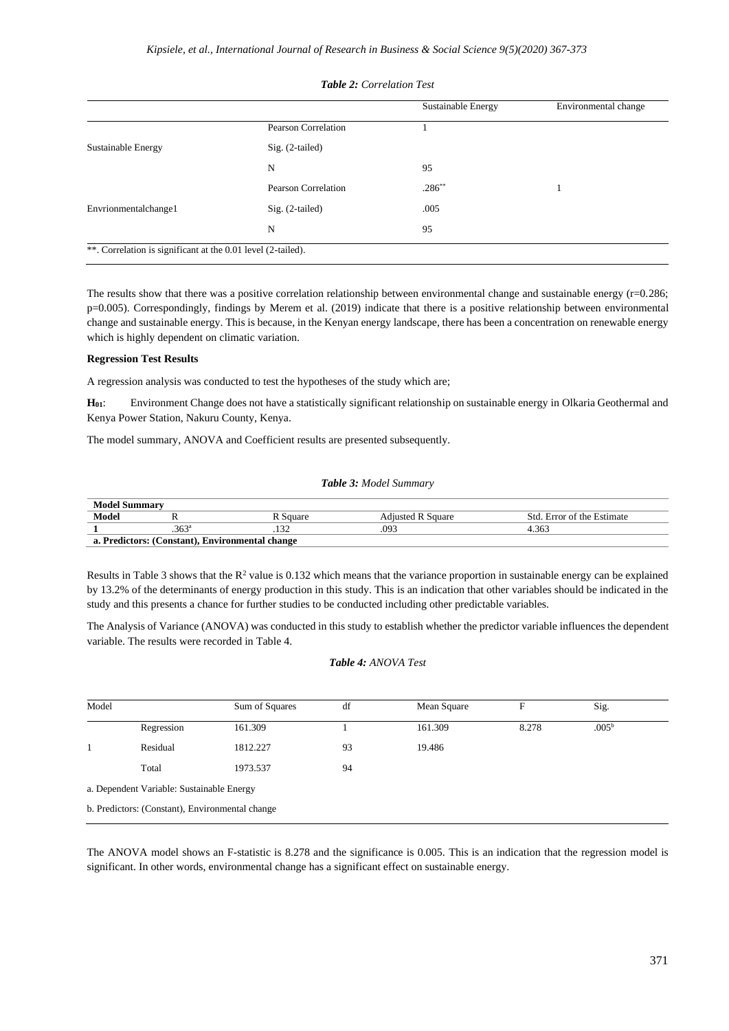***Table 2:*** *Correlation Test*

| | | Sustainable Energy | Environmental change |
|---|---|---|---|
| Sustainable Energy | Pearson Correlation | 1 | |
| | Sig. (2-tailed) | | |
| | N | 95 | |
| Envrionmentalchange1 | Pearson Correlation | .286** | 1 |
| | Sig. (2-tailed) | .005 | |
| | N | 95 | |

**. Correlation is significant at the 0.01 level (2-tailed).

The results show that there was a positive correlation relationship between environmental change and sustainable energy (r=0.286; p=0.005). Correspondingly, findings by Merem et al. (2019) indicate that there is a positive relationship between environmental change and sustainable energy. This is because, in the Kenyan energy landscape, there has been a concentration on renewable energy which is highly dependent on climatic variation.

**Regression Test Results**

A regression analysis was conducted to test the hypotheses of the study which are;

**$H_{01}$**: Environment Change does not have a statistically significant relationship on sustainable energy in Olkaria Geothermal and Kenya Power Station, Nakuru County, Kenya.

The model summary, ANOVA and Coefficient results are presented subsequently.

***Table 3:*** *Model Summary*

| **Model Summary** | | | | |
|---|---|---|---|---|
| **Model** | R | R Square | Adjusted R Square | Std. Error of the Estimate |
| **1** | .363[a] | .132 | .093 | 4.363 |

**a. Predictors: (Constant), Environmental change**

Results in Table 3 shows that the $R^2$ value is 0.132 which means that the variance proportion in sustainable energy can be explained by 13.2% of the determinants of energy production in this study. This is an indication that other variables should be indicated in the study and this presents a chance for further studies to be conducted including other predictable variables.

The Analysis of Variance (ANOVA) was conducted in this study to establish whether the predictor variable influences the dependent variable. The results were recorded in Table 4.

***Table 4:*** *ANOVA Test*

| Model | | Sum of Squares | df | Mean Square | F | Sig. |
|---|---|---|---|---|---|---|
| 1 | Regression | 161.309 | 1 | 161.309 | 8.278 | .005[b] |
| | Residual | 1812.227 | 93 | 19.486 | | |
| | Total | 1973.537 | 94 | | | |

a. Dependent Variable: Sustainable Energy

b. Predictors: (Constant), Environmental change

The ANOVA model shows an F-statistic is 8.278 and the significance is 0.005. This is an indication that the regression model is significant. In other words, environmental change has a significant effect on sustainable energy.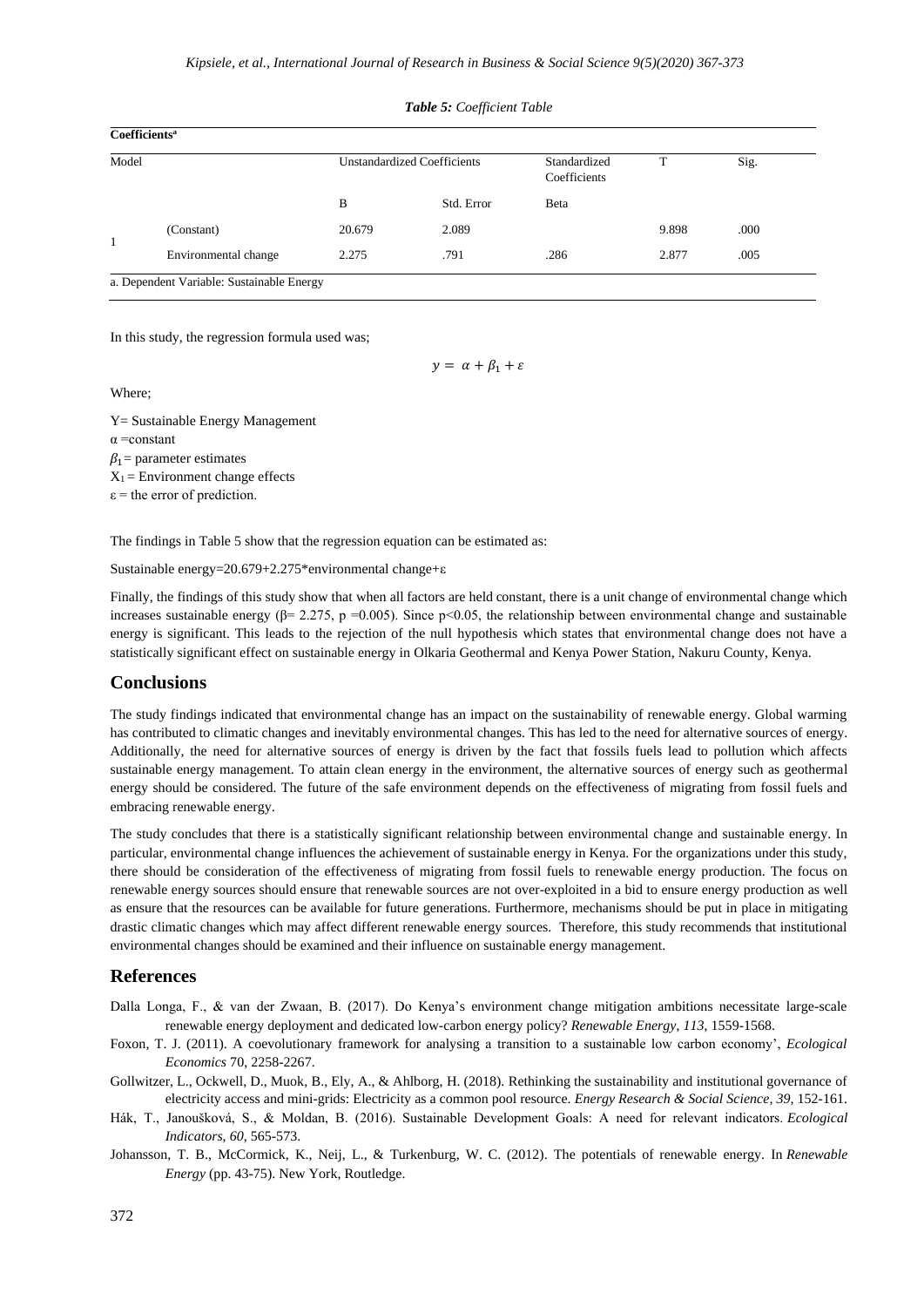*Table 5: Coefficient Table*

| Coefficients[a] | | | | | | |
|---|---|---|---|---|---|---|
| Model | | Unstandardized Coefficients | | Standardized Coefficients | T | Sig. |
| | | B | Std. Error | Beta | | |
| 1 | (Constant) | 20.679 | 2.089 | | 9.898 | .000 |
| | Environmental change | 2.275 | .791 | .286 | 2.877 | .005 |
| a. Dependent Variable: Sustainable Energy | | | | | | |

In this study, the regression formula used was;

$$y = \alpha + \beta_1 + \varepsilon$$

Where;

Y= Sustainable Energy Management
α =constant
$\beta_1$ = parameter estimates
$X_1$ = Environment change effects
ε = the error of prediction.

The findings in Table 5 show that the regression equation can be estimated as:

Sustainable energy=20.679+2.275*environmental change+ε

Finally, the findings of this study show that when all factors are held constant, there is a unit change of environmental change which increases sustainable energy ($\beta = 2.275$, $p = 0.005$). Since $p<0.05$, the relationship between environmental change and sustainable energy is significant. This leads to the rejection of the null hypothesis which states that environmental change does not have a statistically significant effect on sustainable energy in Olkaria Geothermal and Kenya Power Station, Nakuru County, Kenya.

## Conclusions

The study findings indicated that environmental change has an impact on the sustainability of renewable energy. Global warming has contributed to climatic changes and inevitably environmental changes. This has led to the need for alternative sources of energy. Additionally, the need for alternative sources of energy is driven by the fact that fossils fuels lead to pollution which affects sustainable energy management. To attain clean energy in the environment, the alternative sources of energy such as geothermal energy should be considered. The future of the safe environment depends on the effectiveness of migrating from fossil fuels and embracing renewable energy.

The study concludes that there is a statistically significant relationship between environmental change and sustainable energy. In particular, environmental change influences the achievement of sustainable energy in Kenya. For the organizations under this study, there should be consideration of the effectiveness of migrating from fossil fuels to renewable energy production. The focus on renewable energy sources should ensure that renewable sources are not over-exploited in a bid to ensure energy production as well as ensure that the resources can be available for future generations. Furthermore, mechanisms should be put in place in mitigating drastic climatic changes which may affect different renewable energy sources. Therefore, this study recommends that institutional environmental changes should be examined and their influence on sustainable energy management.

## References

Dalla Longa, F., & van der Zwaan, B. (2017). Do Kenya's environment change mitigation ambitions necessitate large-scale renewable energy deployment and dedicated low-carbon energy policy? *Renewable Energy*, *113*, 1559-1568.

Foxon, T. J. (2011). A coevolutionary framework for analysing a transition to a sustainable low carbon economy', *Ecological Economics* 70, 2258-2267.

Gollwitzer, L., Ockwell, D., Muok, B., Ely, A., & Ahlborg, H. (2018). Rethinking the sustainability and institutional governance of electricity access and mini-grids: Electricity as a common pool resource. *Energy Research & Social Science*, *39*, 152-161.

Hák, T., Janoušková, S., & Moldan, B. (2016). Sustainable Development Goals: A need for relevant indicators. *Ecological Indicators*, *60*, 565-573.

Johansson, T. B., McCormick, K., Neij, L., & Turkenburg, W. C. (2012). The potentials of renewable energy. In *Renewable Energy* (pp. 43-75). New York, Routledge.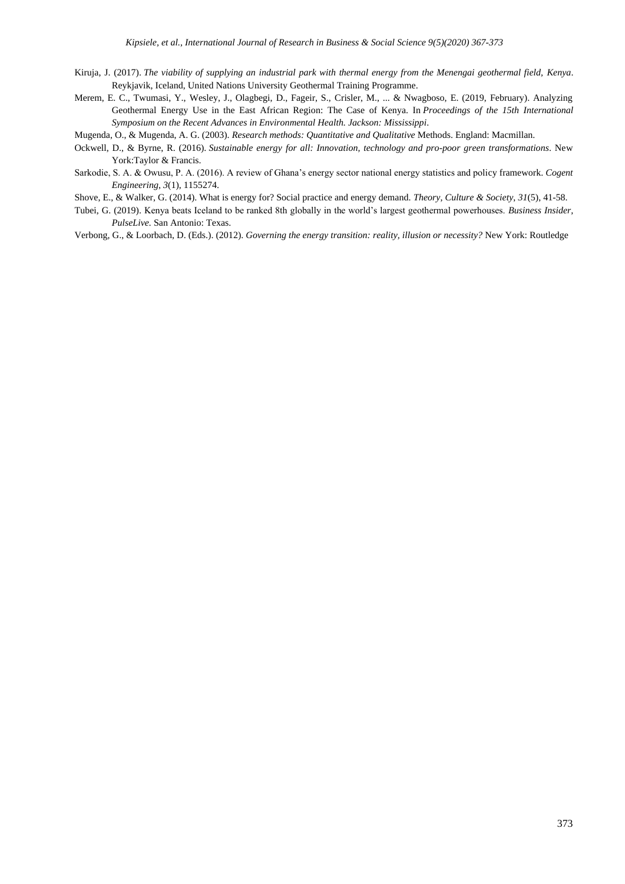Kiruja, J. (2017). *The viability of supplying an industrial park with thermal energy from the Menengai geothermal field, Kenya*. Reykjavik, Iceland, United Nations University Geothermal Training Programme.

Merem, E. C., Twumasi, Y., Wesley, J., Olagbegi, D., Fageir, S., Crisler, M., ... & Nwagboso, E. (2019, February). Analyzing Geothermal Energy Use in the East African Region: The Case of Kenya. In *Proceedings of the 15th International Symposium on the Recent Advances in Environmental Health. Jackson: Mississippi*.

Mugenda, O., & Mugenda, A. G. (2003). *Research methods: Quantitative and Qualitative* Methods. England: Macmillan.

Ockwell, D., & Byrne, R. (2016). *Sustainable energy for all: Innovation, technology and pro-poor green transformations*. New York:Taylor & Francis.

Sarkodie, S. A. & Owusu, P. A. (2016). A review of Ghana's energy sector national energy statistics and policy framework. *Cogent Engineering*, *3*(1), 1155274.

Shove, E., & Walker, G. (2014). What is energy for? Social practice and energy demand. *Theory, Culture & Society*, *31*(5), 41-58.

Tubei, G. (2019). Kenya beats Iceland to be ranked 8th globally in the world's largest geothermal powerhouses. *Business Insider, PulseLive*. San Antonio: Texas.

Verbong, G., & Loorbach, D. (Eds.). (2012). *Governing the energy transition: reality, illusion or necessity?* New York: Routledge